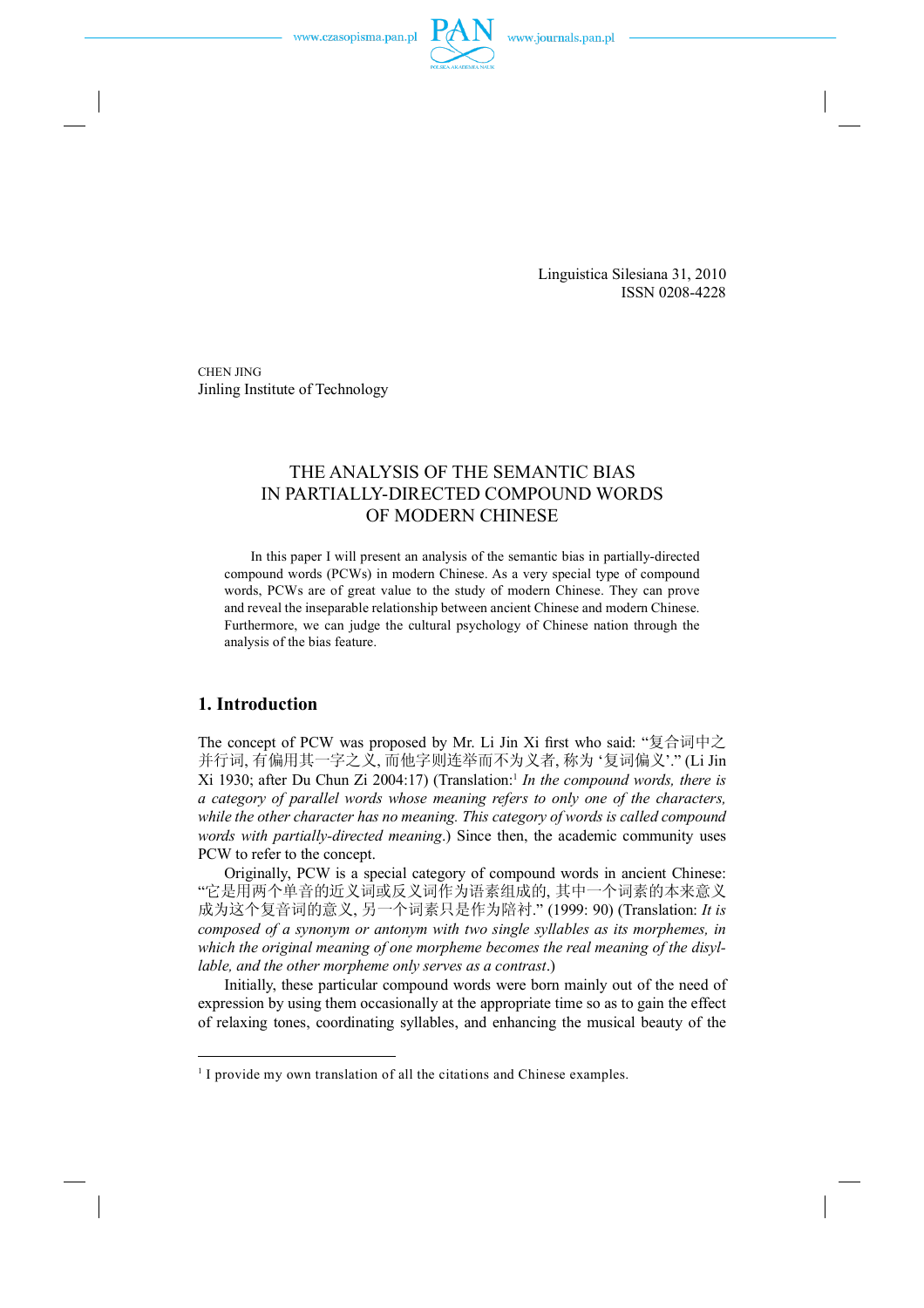Linguistica Silesiana 31, 2010
ISSN 0208-4228

CHEN JING
Jinling Institute of Technology

# THE ANALYSIS OF THE SEMANTIC BIAS IN PARTIALLY-DIRECTED COMPOUND WORDS OF MODERN CHINESE

In this paper I will present an analysis of the semantic bias in partially-directed compound words (PCWs) in modern Chinese. As a very special type of compound words, PCWs are of great value to the study of modern Chinese. They can prove and reveal the inseparable relationship between ancient Chinese and modern Chinese. Furthermore, we can judge the cultural psychology of Chinese nation through the analysis of the bias feature.

## 1. Introduction

The concept of PCW was proposed by Mr. Li Jin Xi first who said: "复合词中之并行词, 有偏用其一字之义, 而他字则连举而不为义者, 称为 '复词偏义'." (Li Jin Xi 1930; after Du Chun Zi 2004:17) (Translation:[1] *In the compound words, there is a category of parallel words whose meaning refers to only one of the characters, while the other character has no meaning. This category of words is called compound words with partially-directed meaning.*) Since then, the academic community uses PCW to refer to the concept.

Originally, PCW is a special category of compound words in ancient Chinese: "它是用两个单音的近义词或反义词作为语素组成的, 其中一个词素的本来意义成为这个复音词的意义, 另一个词素只是作为陪衬." (1999: 90) (Translation: *It is composed of a synonym or antonym with two single syllables as its morphemes, in which the original meaning of one morpheme becomes the real meaning of the disyllable, and the other morpheme only serves as a contrast*.)

Initially, these particular compound words were born mainly out of the need of expression by using them occasionally at the appropriate time so as to gain the effect of relaxing tones, coordinating syllables, and enhancing the musical beauty of the

[1] I provide my own translation of all the citations and Chinese examples.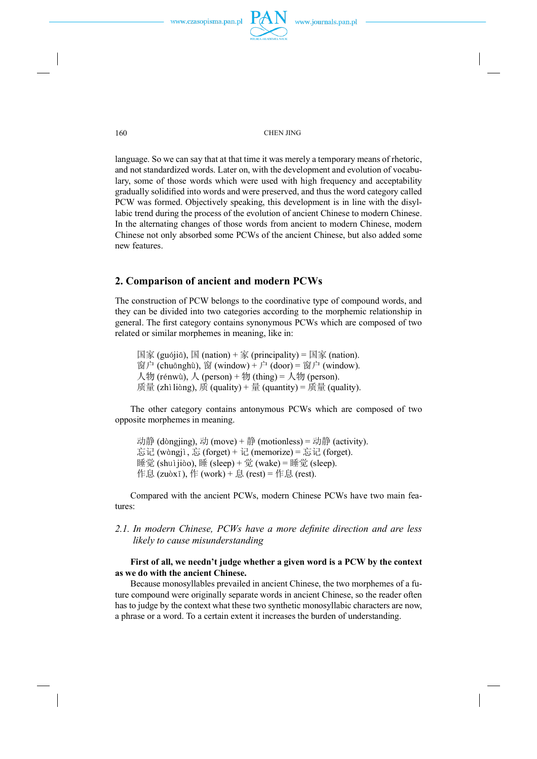language. So we can say that at that time it was merely a temporary means of rhetoric, and not standardized words. Later on, with the development and evolution of vocabulary, some of those words which were used with high frequency and acceptability gradually solidified into words and were preserved, and thus the word category called PCW was formed. Objectively speaking, this development is in line with the disyllabic trend during the process of the evolution of ancient Chinese to modern Chinese. In the alternating changes of those words from ancient to modern Chinese, modern Chinese not only absorbed some PCWs of the ancient Chinese, but also added some new features.

## 2. Comparison of ancient and modern PCWs

The construction of PCW belongs to the coordinative type of compound words, and they can be divided into two categories according to the morphemic relationship in general. The first category contains synonymous PCWs which are composed of two related or similar morphemes in meaning, like in:

国家 (guójiā), 国 (nation) + 家 (principality) = 国家 (nation).
窗户 (chuānghù), 窗 (window) + 户 (door) = 窗户 (window).
人物 (rénwù), 人 (person) + 物 (thing) = 人物 (person).
质量 (zhì liàng), 质 (quality) + 量 (quantity) = 质量 (quality).

The other category contains antonymous PCWs which are composed of two opposite morphemes in meaning.

动静 (dòngjing), 动 (move) + 静 (motionless) = 动静 (activity).
忘记 (wàngjì, 忘 (forget) + 记 (memorize) = 忘记 (forget).
睡觉 (shuì jiào), 睡 (sleep) + 觉 (wake) = 睡觉 (sleep).
作息 (zuòxī), 作 (work) + 息 (rest) = 作息 (rest).

Compared with the ancient PCWs, modern Chinese PCWs have two main features:

### *2.1. In modern Chinese, PCWs have a more definite direction and are less likely to cause misunderstanding*

**First of all, we needn't judge whether a given word is a PCW by the context as we do with the ancient Chinese.**

Because monosyllables prevailed in ancient Chinese, the two morphemes of a future compound were originally separate words in ancient Chinese, so the reader often has to judge by the context what these two synthetic monosyllabic characters are now, a phrase or a word. To a certain extent it increases the burden of understanding.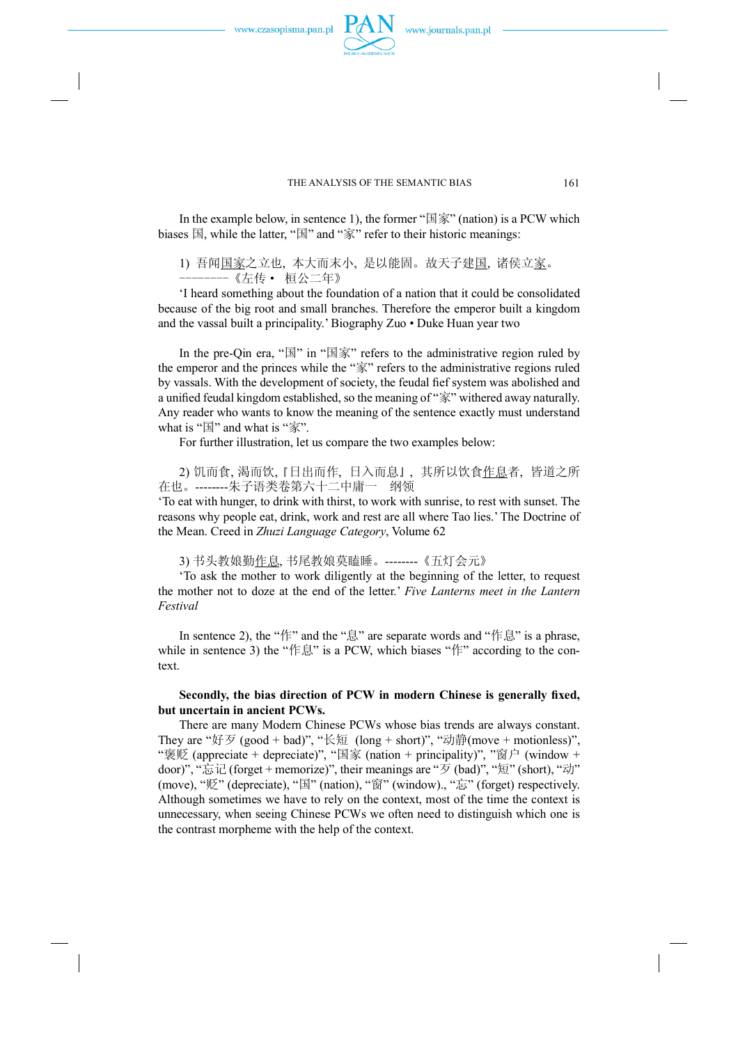In the example below, in sentence 1), the former "国家" (nation) is a PCW which biases 国, while the latter, "国" and "家" refer to their historic meanings:

1) 吾闻国家之立也，本大而末小，是以能固。故天子建国，诸侯立家。 --------《左传 • 桓公二年》

'I heard something about the foundation of a nation that it could be consolidated because of the big root and small branches. Therefore the emperor built a kingdom and the vassal built a principality.' Biography Zuo • Duke Huan year two

In the pre-Qin era, "国" in "国家" refers to the administrative region ruled by the emperor and the princes while the "家" refers to the administrative regions ruled by vassals. With the development of society, the feudal fief system was abolished and a unified feudal kingdom established, so the meaning of "家" withered away naturally. Any reader who wants to know the meaning of the sentence exactly must understand what is "国" and what is "家".

For further illustration, let us compare the two examples below:

2) 饥而食, 渴而饮,『日出而作，日入而息』，其所以饮食作息者，皆道之所在也。--------朱子语类卷第六十二中庸一 纲领

'To eat with hunger, to drink with thirst, to work with sunrise, to rest with sunset. The reasons why people eat, drink, work and rest are all where Tao lies.' The Doctrine of the Mean. Creed in *Zhuzi Language Category*, Volume 62

3) 书头教娘勤作息, 书尾教娘莫瞌睡。--------《五灯会元》

'To ask the mother to work diligently at the beginning of the letter, to request the mother not to doze at the end of the letter.' *Five Lanterns meet in the Lantern Festival*

In sentence 2), the "作" and the "息" are separate words and "作息" is a phrase, while in sentence 3) the "作息" is a PCW, which biases "作" according to the context.

**Secondly, the bias direction of PCW in modern Chinese is generally fixed, but uncertain in ancient PCWs.**

There are many Modern Chinese PCWs whose bias trends are always constant. They are "好歹 (good + bad)", "长短 (long + short)", "动静(move + motionless)", "褒贬 (appreciate + depreciate)", "国家 (nation + principality)", "窗户 (window + door)", "忘记 (forget + memorize)", their meanings are "歹 (bad)", "短" (short), "动" (move), "贬" (depreciate), "国" (nation), "窗" (window)., "忘" (forget) respectively. Although sometimes we have to rely on the context, most of the time the context is unnecessary, when seeing Chinese PCWs we often need to distinguish which one is the contrast morpheme with the help of the context.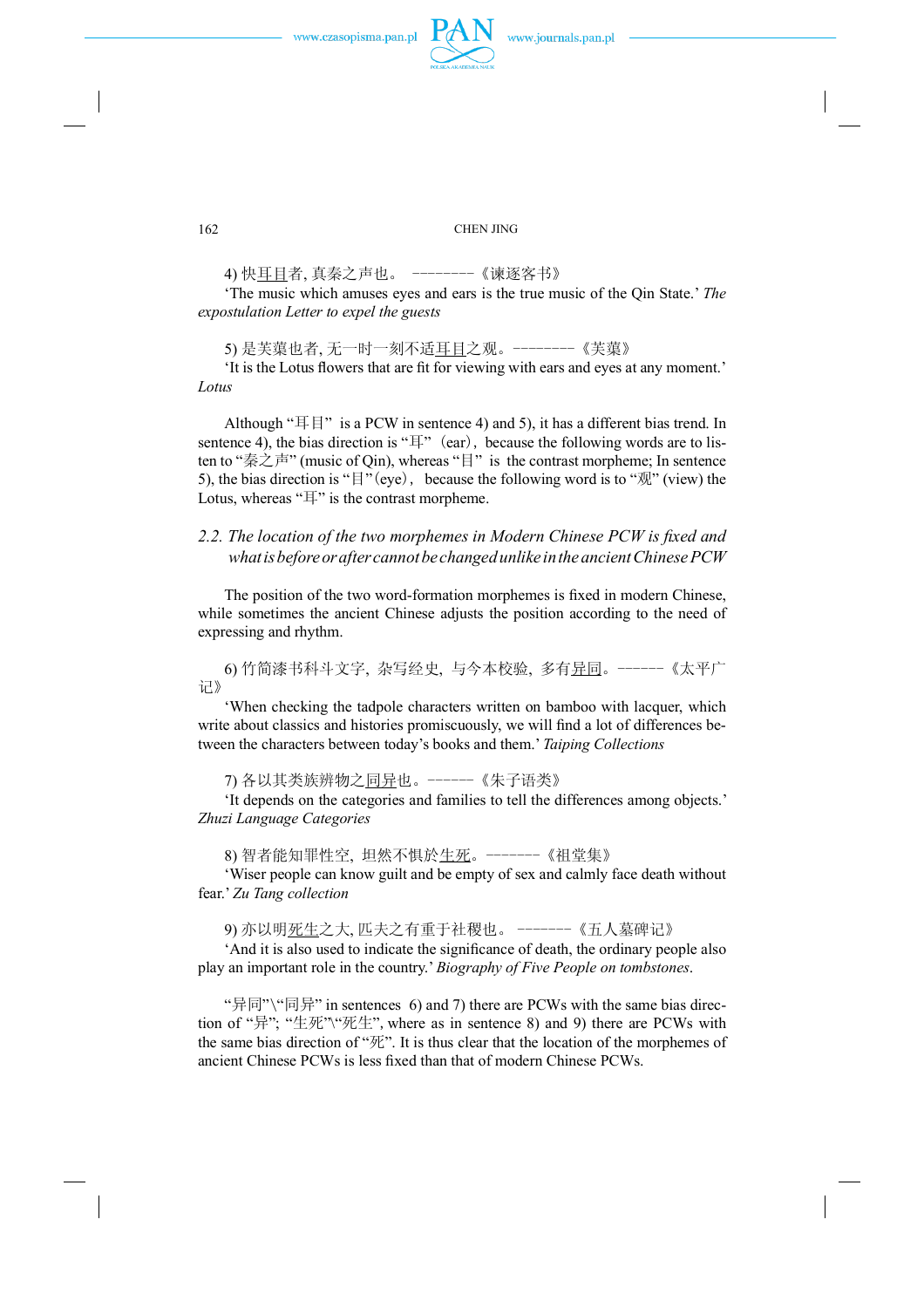4) 快<u>耳目</u>者, 真秦之声也。 --------《谏逐客书》

'The music which amuses eyes and ears is the true music of the Qin State.' *The expostulation Letter to expel the guests*

5) 是芙蕖也者, 无一时一刻不适<u>耳目</u>之观。--------《芙蕖》

'It is the Lotus flowers that are fit for viewing with ears and eyes at any moment.' *Lotus*

Although "耳目" is a PCW in sentence 4) and 5), it has a different bias trend. In sentence 4), the bias direction is "耳" (ear), because the following words are to listen to "秦之声" (music of Qin), whereas "目" is the contrast morpheme; In sentence 5), the bias direction is "目"(eye), because the following word is to "观" (view) the Lotus, whereas "耳" is the contrast morpheme.

### *2.2. The location of the two morphemes in Modern Chinese PCW is fixed and what is before or after cannot be changed unlike in the ancient Chinese PCW*

The position of the two word-formation morphemes is fixed in modern Chinese, while sometimes the ancient Chinese adjusts the position according to the need of expressing and rhythm.

6) 竹简漆书科斗文字, 杂写经史, 与今本校验, 多有<u>异同</u>。------《太平广记》

'When checking the tadpole characters written on bamboo with lacquer, which write about classics and histories promiscuously, we will find a lot of differences between the characters between today's books and them.' *Taiping Collections*

7) 各以其类族辨物之<u>同异</u>也。------《朱子语类》

'It depends on the categories and families to tell the differences among objects.' *Zhuzi Language Categories*

8) 智者能知罪性空, 坦然不惧於<u>生死</u>。-------《祖堂集》

'Wiser people can know guilt and be empty of sex and calmly face death without fear.' *Zu Tang collection*

9) 亦以明<u>死生</u>之大, 匹夫之有重于社稷也。 -------《五人墓碑记》

'And it is also used to indicate the significance of death, the ordinary people also play an important role in the country.' *Biography of Five People on tombstones*.

"异同"\"同异" in sentences 6) and 7) there are PCWs with the same bias direction of "异"; "生死"\"死生", where as in sentence 8) and 9) there are PCWs with the same bias direction of "死". It is thus clear that the location of the morphemes of ancient Chinese PCWs is less fixed than that of modern Chinese PCWs.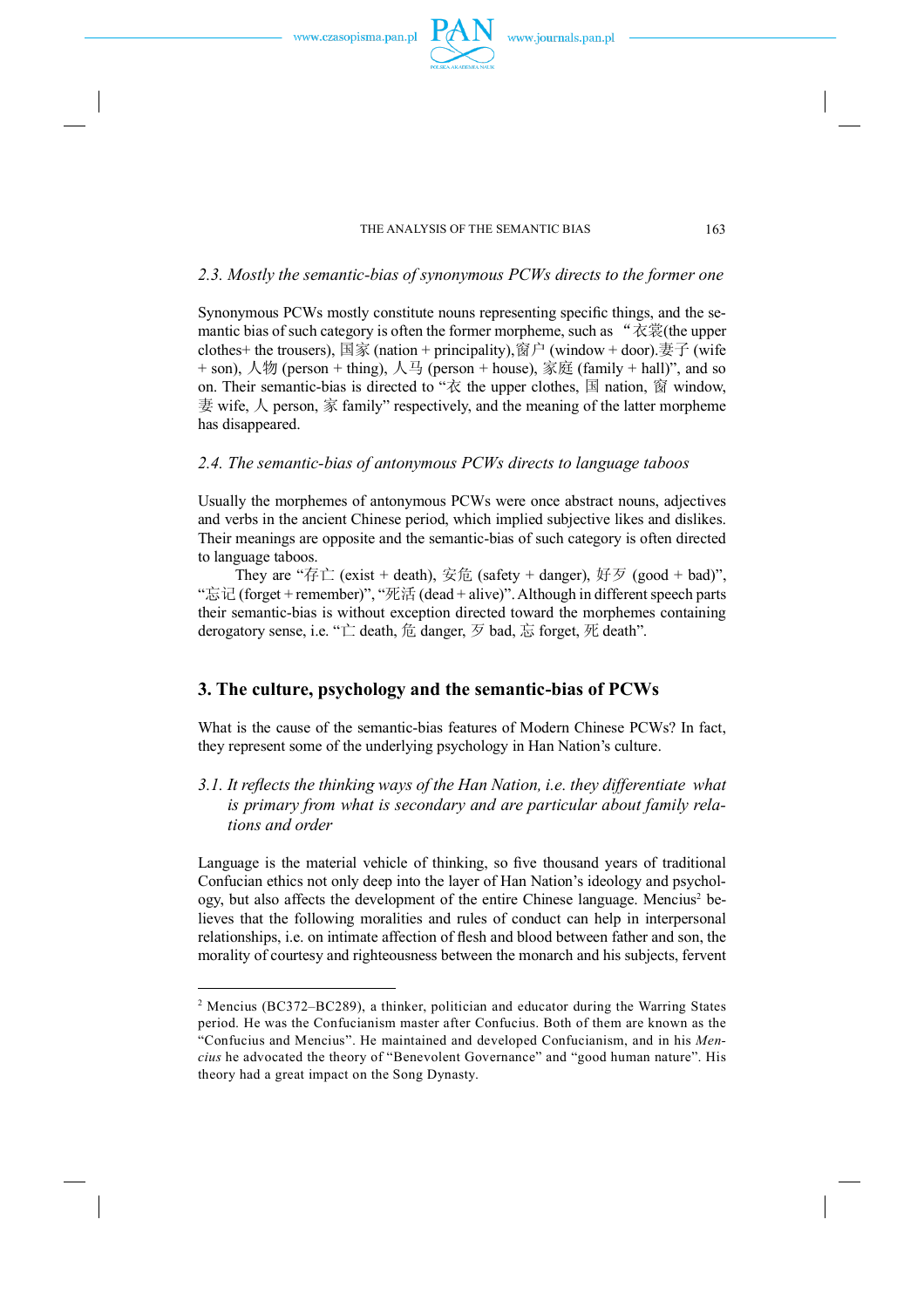*2.3. Mostly the semantic-bias of synonymous PCWs directs to the former one*

Synonymous PCWs mostly constitute nouns representing specific things, and the semantic bias of such category is often the former morpheme, such as “衣裳(the upper clothes+ the trousers), 国家 (nation + principality),窗户 (window + door).妻子 (wife + son), 人物 (person + thing), 人马 (person + house), 家庭 (family + hall)”, and so on. Their semantic-bias is directed to “衣 the upper clothes, 国 nation, 窗 window, 妻 wife, 人 person, 家 family” respectively, and the meaning of the latter morpheme has disappeared.

*2.4. The semantic-bias of antonymous PCWs directs to language taboos*

Usually the morphemes of antonymous PCWs were once abstract nouns, adjectives and verbs in the ancient Chinese period, which implied subjective likes and dislikes. Their meanings are opposite and the semantic-bias of such category is often directed to language taboos.

They are “存亡 (exist + death), 安危 (safety + danger), 好歹 (good + bad)”, “忘记 (forget + remember)”, “死活 (dead + alive)”. Although in different speech parts their semantic-bias is without exception directed toward the morphemes containing derogatory sense, i.e. “亡 death, 危 danger, 歹 bad, 忘 forget, 死 death”.

## 3. The culture, psychology and the semantic-bias of PCWs

What is the cause of the semantic-bias features of Modern Chinese PCWs? In fact, they represent some of the underlying psychology in Han Nation’s culture.

*3.1. It reflects the thinking ways of the Han Nation, i.e. they differentiate what is primary from what is secondary and are particular about family relations and order*

Language is the material vehicle of thinking, so five thousand years of traditional Confucian ethics not only deep into the layer of Han Nation’s ideology and psychology, but also affects the development of the entire Chinese language. Mencius[2] believes that the following moralities and rules of conduct can help in interpersonal relationships, i.e. on intimate affection of flesh and blood between father and son, the morality of courtesy and righteousness between the monarch and his subjects, fervent

---

[2] Mencius (BC372–BC289), a thinker, politician and educator during the Warring States period. He was the Confucianism master after Confucius. Both of them are known as the “Confucius and Mencius”. He maintained and developed Confucianism, and in his *Mencius* he advocated the theory of “Benevolent Governance” and “good human nature”. His theory had a great impact on the Song Dynasty.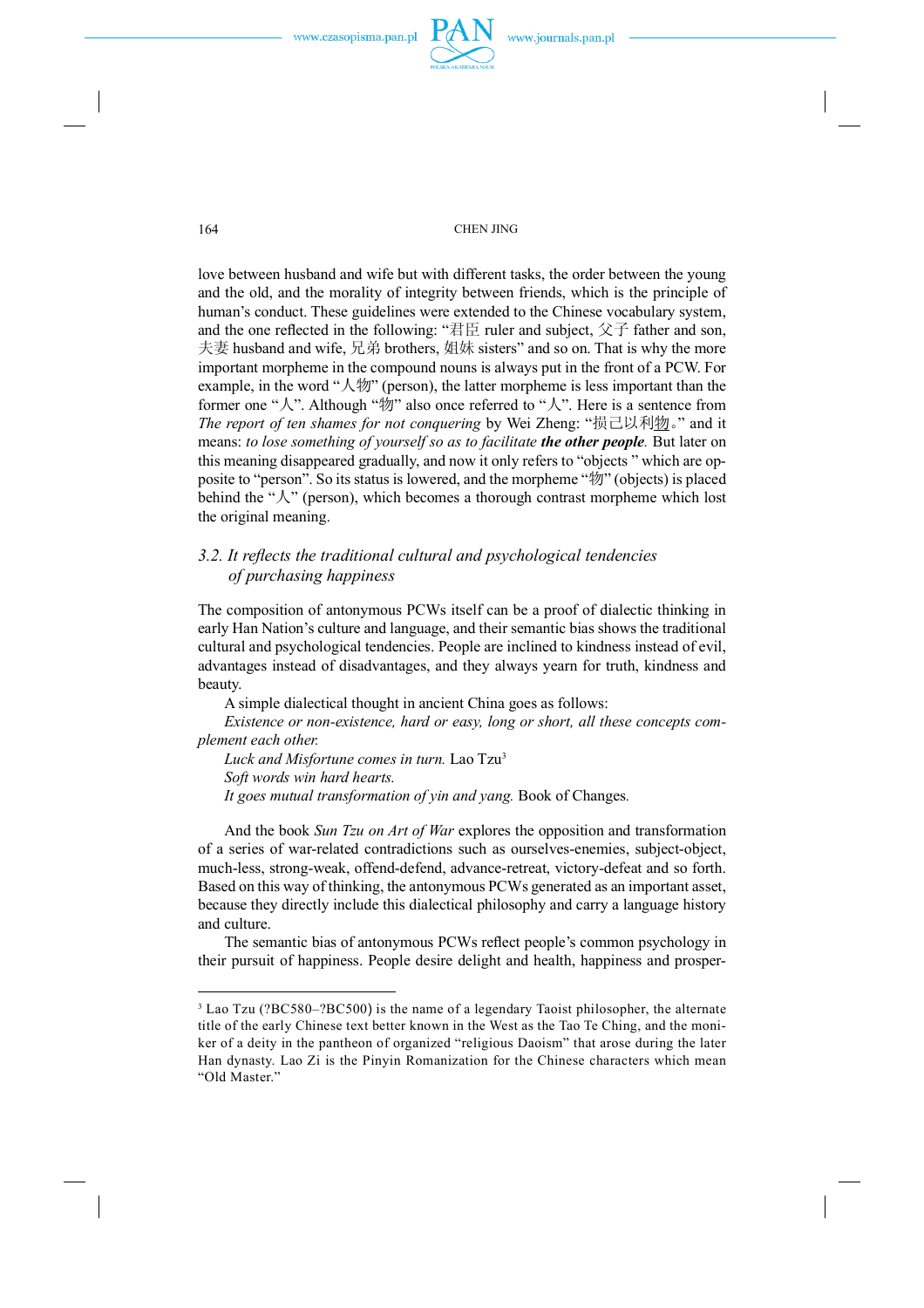love between husband and wife but with different tasks, the order between the young and the old, and the morality of integrity between friends, which is the principle of human's conduct. These guidelines were extended to the Chinese vocabulary system, and the one reflected in the following: "君臣 ruler and subject, 父子 father and son, 夫妻 husband and wife, 兄弟 brothers, 姐妹 sisters" and so on. That is why the more important morpheme in the compound nouns is always put in the front of a PCW. For example, in the word "人物" (person), the latter morpheme is less important than the former one "人". Although "物" also once referred to "人". Here is a sentence from *The report of ten shames for not conquering* by Wei Zheng: "损己以利物。" and it means: *to lose something of yourself so as to facilitate* ***the other people****.* But later on this meaning disappeared gradually, and now it only refers to "objects " which are opposite to "person". So its status is lowered, and the morpheme "物" (objects) is placed behind the "人" (person), which becomes a thorough contrast morpheme which lost the original meaning.

### *3.2. It reflects the traditional cultural and psychological tendencies of purchasing happiness*

The composition of antonymous PCWs itself can be a proof of dialectic thinking in early Han Nation's culture and language, and their semantic bias shows the traditional cultural and psychological tendencies. People are inclined to kindness instead of evil, advantages instead of disadvantages, and they always yearn for truth, kindness and beauty.

A simple dialectical thought in ancient China goes as follows:

*Existence or non-existence, hard or easy, long or short, all these concepts complement each other.*

*Luck and Misfortune comes in turn.* Lao Tzu[3]

*Soft words win hard hearts.*

*It goes mutual transformation of yin and yang.* Book of Changes.

And the book *Sun Tzu on Art of War* explores the opposition and transformation of a series of war-related contradictions such as ourselves-enemies, subject-object, much-less, strong-weak, offend-defend, advance-retreat, victory-defeat and so forth. Based on this way of thinking, the antonymous PCWs generated as an important asset, because they directly include this dialectical philosophy and carry a language history and culture.

The semantic bias of antonymous PCWs reflect people's common psychology in their pursuit of happiness. People desire delight and health, happiness and prosper-

---

[3] Lao Tzu (?BC580–?BC500) is the name of a legendary Taoist philosopher, the alternate title of the early Chinese text better known in the West as the Tao Te Ching, and the moniker of a deity in the pantheon of organized "religious Daoism" that arose during the later Han dynasty. Lao Zi is the Pinyin Romanization for the Chinese characters which mean "Old Master."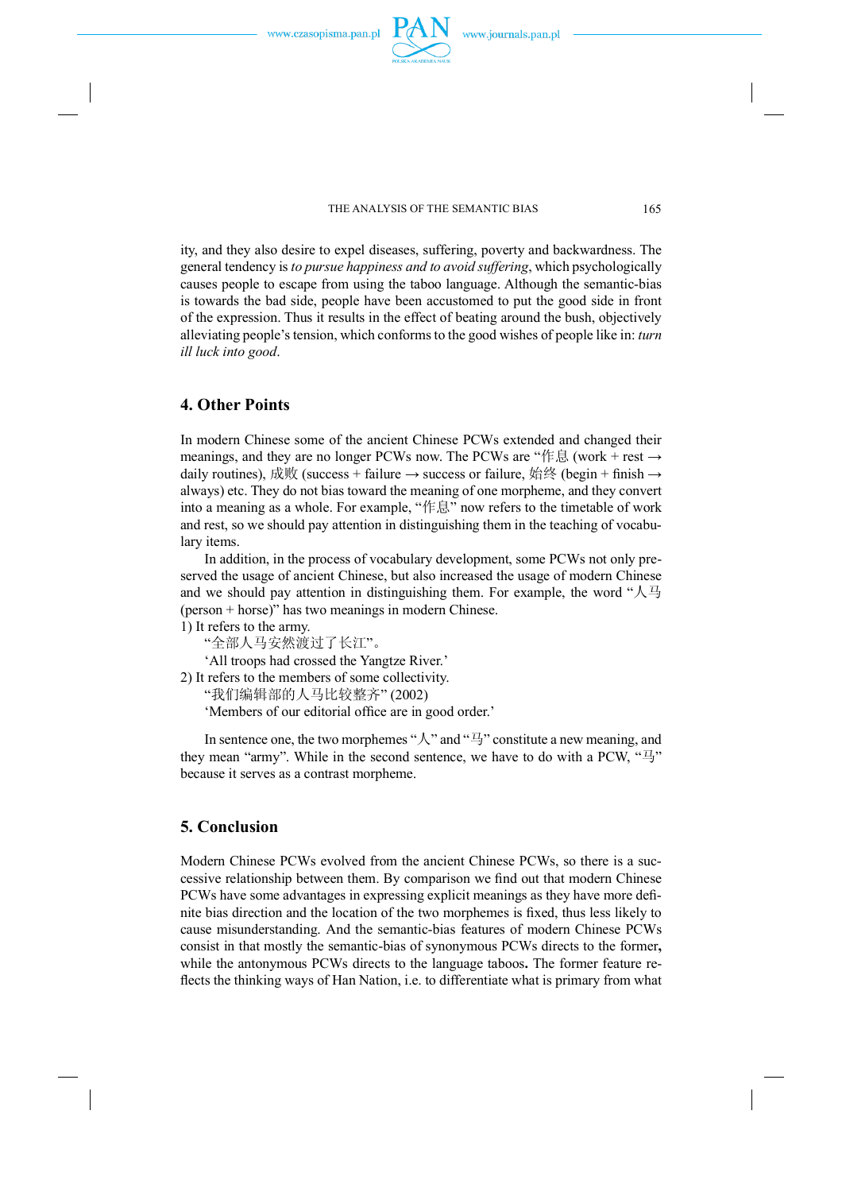ity, and they also desire to expel diseases, suffering, poverty and backwardness. The general tendency is *to pursue happiness and to avoid suffering*, which psychologically causes people to escape from using the taboo language. Although the semantic-bias is towards the bad side, people have been accustomed to put the good side in front of the expression. Thus it results in the effect of beating around the bush, objectively alleviating people's tension, which conforms to the good wishes of people like in: *turn ill luck into good*.

## 4. Other Points

In modern Chinese some of the ancient Chinese PCWs extended and changed their meanings, and they are no longer PCWs now. The PCWs are "作息 (work + rest → daily routines), 成败 (success + failure → success or failure, 始终 (begin + finish → always) etc. They do not bias toward the meaning of one morpheme, and they convert into a meaning as a whole. For example, "作息" now refers to the timetable of work and rest, so we should pay attention in distinguishing them in the teaching of vocabulary items.

In addition, in the process of vocabulary development, some PCWs not only preserved the usage of ancient Chinese, but also increased the usage of modern Chinese and we should pay attention in distinguishing them. For example, the word "人马 (person + horse)" has two meanings in modern Chinese.

1) It refers to the army.

"全部人马安然渡过了长江"。

'All troops had crossed the Yangtze River.'

2) It refers to the members of some collectivity.

"我们编辑部的人马比较整齐" (2002)

'Members of our editorial office are in good order.'

In sentence one, the two morphemes "人" and "马" constitute a new meaning, and they mean "army". While in the second sentence, we have to do with a PCW, "马" because it serves as a contrast morpheme.

## 5. Conclusion

Modern Chinese PCWs evolved from the ancient Chinese PCWs, so there is a successive relationship between them. By comparison we find out that modern Chinese PCWs have some advantages in expressing explicit meanings as they have more definite bias direction and the location of the two morphemes is fixed, thus less likely to cause misunderstanding. And the semantic-bias features of modern Chinese PCWs consist in that mostly the semantic-bias of synonymous PCWs directs to the former**,** while the antonymous PCWs directs to the language taboos**.** The former feature reflects the thinking ways of Han Nation, i.e. to differentiate what is primary from what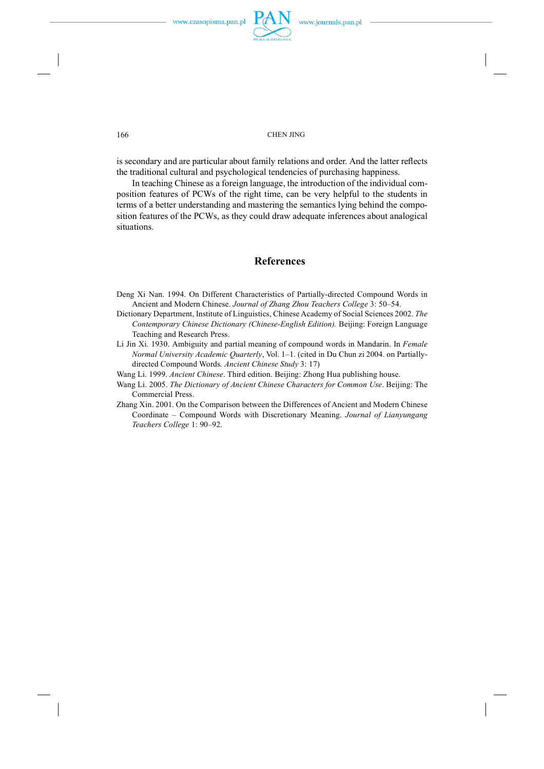is secondary and are particular about family relations and order. And the latter reflects the traditional cultural and psychological tendencies of purchasing happiness.

In teaching Chinese as a foreign language, the introduction of the individual composition features of PCWs of the right time, can be very helpful to the students in terms of a better understanding and mastering the semantics lying behind the composition features of the PCWs, as they could draw adequate inferences about analogical situations.

## References

Deng Xi Nan. 1994. On Different Characteristics of Partially-directed Compound Words in Ancient and Modern Chinese. *Journal of Zhang Zhou Teachers College* 3: 50–54.

Dictionary Department, Institute of Linguistics, Chinese Academy of Social Sciences 2002. *The Contemporary Chinese Dictionary (Chinese-English Edition).* Beijing: Foreign Language Teaching and Research Press.

Li Jin Xi. 1930. Ambiguity and partial meaning of compound words in Mandarin. In *Female Normal University Academic Quarterly*, Vol. 1–1. (cited in Du Chun zi 2004. on Partially-directed Compound Words*. Ancient Chinese Study* 3: 17)

Wang Li. 1999. *Ancient Chinese*. Third edition. Beijing: Zhong Hua publishing house.

Wang Li. 2005. *The Dictionary of Ancient Chinese Characters for Common Use*. Beijing: The Commercial Press.

Zhang Xin. 2001. On the Comparison between the Differences of Ancient and Modern Chinese Coordinate – Compound Words with Discretionary Meaning. *Journal of Lianyungang Teachers College* 1: 90–92.